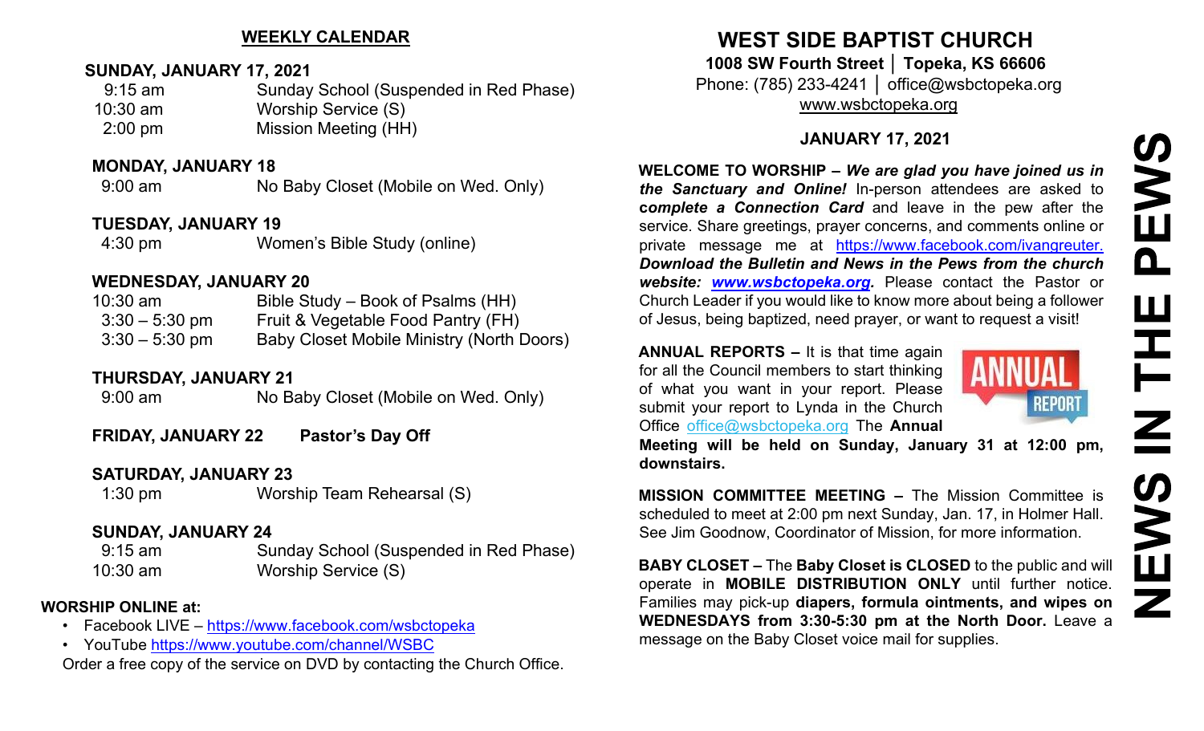## WEEKLY CALENDAR

**SUNDAY, JANUARY 17, 2021**

| | |
|---|---|
| 9:15 am | Sunday School (Suspended in Red Phase) |
| 10:30 am | Worship Service (S) |
| 2:00 pm | Mission Meeting (HH) |

**MONDAY, JANUARY 18**

| | |
|---|---|
| 9:00 am | No Baby Closet (Mobile on Wed. Only) |

**TUESDAY, JANUARY 19**

| | |
|---|---|
| 4:30 pm | Women's Bible Study (online) |

**WEDNESDAY, JANUARY 20**

| | |
|---|---|
| 10:30 am | Bible Study – Book of Psalms (HH) |
| 3:30 – 5:30 pm | Fruit & Vegetable Food Pantry (FH) |
| 3:30 – 5:30 pm | Baby Closet Mobile Ministry (North Doors) |

**THURSDAY, JANUARY 21**

| | |
|---|---|
| 9:00 am | No Baby Closet (Mobile on Wed. Only) |

**FRIDAY, JANUARY 22** **Pastor's Day Off**

**SATURDAY, JANUARY 23**

| | |
|---|---|
| 1:30 pm | Worship Team Rehearsal (S) |

**SUNDAY, JANUARY 24**

| | |
|---|---|
| 9:15 am | Sunday School (Suspended in Red Phase) |
| 10:30 am | Worship Service (S) |

**WORSHIP ONLINE at:**

- Facebook LIVE – https://www.facebook.com/wsbctopeka
- YouTube https://www.youtube.com/channel/WSBC

Order a free copy of the service on DVD by contacting the Church Office.

# WEST SIDE BAPTIST CHURCH

**1008 SW Fourth Street │ Topeka, KS 66606**

Phone: (785) 233-4241 │ office@wsbctopeka.org

www.wsbctopeka.org

**JANUARY 17, 2021**

**WELCOME TO WORSHIP –** ***We are glad you have joined us in the Sanctuary and Online!*** In-person attendees are asked to **c*omplete a Connection Card*** and leave in the pew after the service. Share greetings, prayer concerns, and comments online or private message me at https://www.facebook.com/ivangreuter. ***Download the Bulletin and News in the Pews from the church website: www.wsbctopeka.org.*** Please contact the Pastor or Church Leader if you would like to know more about being a follower of Jesus, being baptized, need prayer, or want to request a visit!

**ANNUAL REPORTS –** It is that time again for all the Council members to start thinking of what you want in your report. Please submit your report to Lynda in the Church Office office@wsbctopeka.org The **Annual Meeting will be held on Sunday, January 31 at 12:00 pm, downstairs.**

**MISSION COMMITTEE MEETING –** The Mission Committee is scheduled to meet at 2:00 pm next Sunday, Jan. 17, in Holmer Hall. See Jim Goodnow, Coordinator of Mission, for more information.

**BABY CLOSET –** The **Baby Closet is CLOSED** to the public and will operate in **MOBILE DISTRIBUTION ONLY** until further notice. Families may pick-up **diapers, formula ointments, and wipes on WEDNESDAYS from 3:30-5:30 pm at the North Door.** Leave a message on the Baby Closet voice mail for supplies.

**NEWS IN THE PEWS**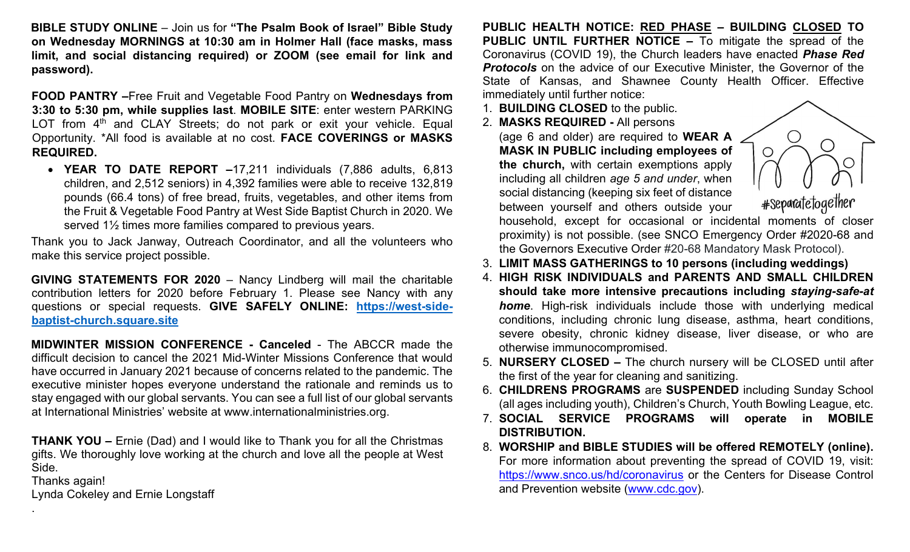**BIBLE STUDY ONLINE** – Join us for **"The Psalm Book of Israel" Bible Study on Wednesday MORNINGS at 10:30 am in Holmer Hall (face masks, mass limit, and social distancing required) or ZOOM (see email for link and password).**

**FOOD PANTRY –**Free Fruit and Vegetable Food Pantry on **Wednesdays from 3:30 to 5:30 pm, while supplies last**. **MOBILE SITE**: enter western PARKING LOT from 4th and CLAY Streets; do not park or exit your vehicle. Equal Opportunity. *All food is available at no cost. **FACE COVERINGS or MASKS REQUIRED.**

- **YEAR TO DATE REPORT –**17,211 individuals (7,886 adults, 6,813 children, and 2,512 seniors) in 4,392 families were able to receive 132,819 pounds (66.4 tons) of free bread, fruits, vegetables, and other items from the Fruit & Vegetable Food Pantry at West Side Baptist Church in 2020. We served 1½ times more families compared to previous years.

Thank you to Jack Janway, Outreach Coordinator, and all the volunteers who make this service project possible.

**GIVING STATEMENTS FOR 2020** – Nancy Lindberg will mail the charitable contribution letters for 2020 before February 1. Please see Nancy with any questions or special requests. **GIVE SAFELY ONLINE: https://west-side-baptist-church.square.site**

**MIDWINTER MISSION CONFERENCE - Canceled** - The ABCCR made the difficult decision to cancel the 2021 Mid-Winter Missions Conference that would have occurred in January 2021 because of concerns related to the pandemic. The executive minister hopes everyone understand the rationale and reminds us to stay engaged with our global servants. You can see a full list of our global servants at International Ministries' website at www.internationalministries.org.

**THANK YOU –** Ernie (Dad) and I would like to Thank you for all the Christmas gifts. We thoroughly love working at the church and love all the people at West Side.
Thanks again!
Lynda Cokeley and Ernie Longstaff

**PUBLIC HEALTH NOTICE: RED PHASE – BUILDING CLOSED TO PUBLIC UNTIL FURTHER NOTICE –** To mitigate the spread of the Coronavirus (COVID 19), the Church leaders have enacted ***Phase Red Protocols*** on the advice of our Executive Minister, the Governor of the State of Kansas, and Shawnee County Health Officer. Effective immediately until further notice:

1. **BUILDING CLOSED** to the public.
2. **MASKS REQUIRED -** All persons (age 6 and older) are required to **WEAR A MASK IN PUBLIC including employees of the church,** with certain exemptions apply including all children *age 5 and under*, when social distancing (keeping six feet of distance between yourself and others outside your household, except for occasional or incidental moments of closer proximity) is not possible. (see SNCO Emergency Order #2020-68 and the Governors Executive Order #20-68 Mandatory Mask Protocol).
3. **LIMIT MASS GATHERINGS to 10 persons (including weddings)**
4. **HIGH RISK INDIVIDUALS and PARENTS AND SMALL CHILDREN should take more intensive precautions including *staying-safe-at home***. High-risk individuals include those with underlying medical conditions, including chronic lung disease, asthma, heart conditions, severe obesity, chronic kidney disease, liver disease, or who are otherwise immunocompromised.
5. **NURSERY CLOSED –** The church nursery will be CLOSED until after the first of the year for cleaning and sanitizing.
6. **CHILDRENS PROGRAMS** are **SUSPENDED** including Sunday School (all ages including youth), Children's Church, Youth Bowling League, etc.
7. **SOCIAL SERVICE PROGRAMS will operate in MOBILE DISTRIBUTION.**
8. **WORSHIP and BIBLE STUDIES will be offered REMOTELY (online).** For more information about preventing the spread of COVID 19, visit: https://www.snco.us/hd/coronavirus or the Centers for Disease Control and Prevention website (www.cdc.gov).

#separatetogether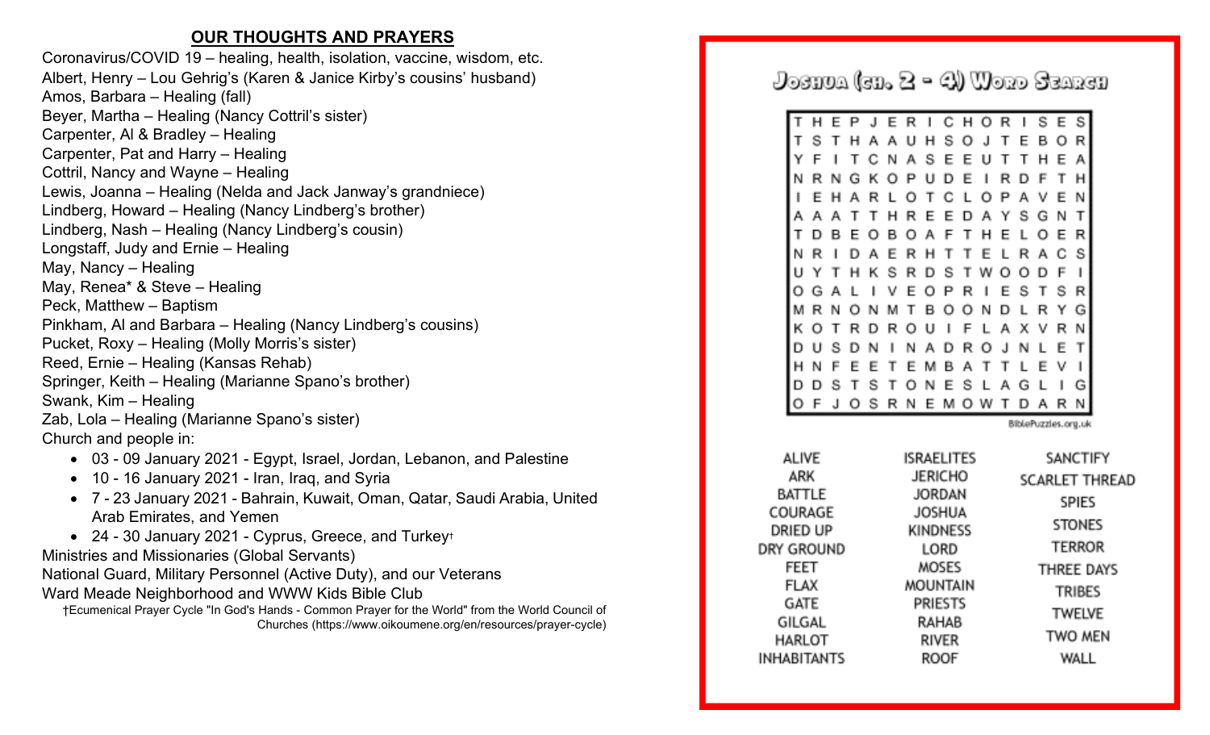## OUR THOUGHTS AND PRAYERS

Coronavirus/COVID 19 – healing, health, isolation, vaccine, wisdom, etc.
Albert, Henry – Lou Gehrig's (Karen & Janice Kirby's cousins' husband)
Amos, Barbara – Healing (fall)
Beyer, Martha – Healing (Nancy Cottril's sister)
Carpenter, Al & Bradley – Healing
Carpenter, Pat and Harry – Healing
Cottril, Nancy and Wayne – Healing
Lewis, Joanna – Healing (Nelda and Jack Janway's grandniece)
Lindberg, Howard – Healing (Nancy Lindberg's brother)
Lindberg, Nash – Healing (Nancy Lindberg's cousin)
Longstaff, Judy and Ernie – Healing
May, Nancy – Healing
May, Renea* & Steve – Healing
Peck, Matthew – Baptism
Pinkham, Al and Barbara – Healing (Nancy Lindberg's cousins)
Pucket, Roxy – Healing (Molly Morris's sister)
Reed, Ernie – Healing (Kansas Rehab)
Springer, Keith – Healing (Marianne Spano's brother)
Swank, Kim – Healing
Zab, Lola – Healing (Marianne Spano's sister)
Church and people in:

- 03 - 09 January 2021 - Egypt, Israel, Jordan, Lebanon, and Palestine
- 10 - 16 January 2021 - Iran, Iraq, and Syria
- 7 - 23 January 2021 - Bahrain, Kuwait, Oman, Qatar, Saudi Arabia, United Arab Emirates, and Yemen
- 24 - 30 January 2021 - Cyprus, Greece, and Turkey†

Ministries and Missionaries (Global Servants)
National Guard, Military Personnel (Active Duty), and our Veterans
Ward Meade Neighborhood and WWW Kids Bible Club

†Ecumenical Prayer Cycle "In God's Hands - Common Prayer for the World" from the World Council of Churches (https://www.oikoumene.org/en/resources/prayer-cycle)

## Joshua (ch. 2 - 4) Word Search

```
T H E P J E R I C H O R I S E S
T S T H A A U H S O J T E B O R
Y F I T C N A S E E U T T H E A
N R N G K O P U D E I R D F T H
I E H A R L O T C L O P A V E N
A A A T T H R E E D A Y S G N T
T D B E O B O A F T H E L O E R
N R I D A E R H T T E L R A C S
U Y T H K S R D S T W O O D F I
O G A L I V E O P R I E S T S R
M R N O N M T B O O N D L R Y G
K O T R D R O U I F L A X V R N
D U S D N I N A D R O J N L E T
H N F E E T E M B A T T L E V I
D D S T S T O N E S L A G L I G
O F J O S R N E M O W T D A R N
```

BiblePuzzles.org.uk

| | | |
|---|---|---|
| ALIVE | ISRAELITES | SANCTIFY |
| ARK | JERICHO | SCARLET THREAD |
| BATTLE | JORDAN | SPIES |
| COURAGE | JOSHUA | STONES |
| DRIED UP | KINDNESS | TERROR |
| DRY GROUND | LORD | THREE DAYS |
| FEET | MOSES | TRIBES |
| FLAX | MOUNTAIN | TWELVE |
| GATE | PRIESTS | TWO MEN |
| GILGAL | RAHAB | WALL |
| HARLOT | RIVER | |
| INHABITANTS | ROOF | |